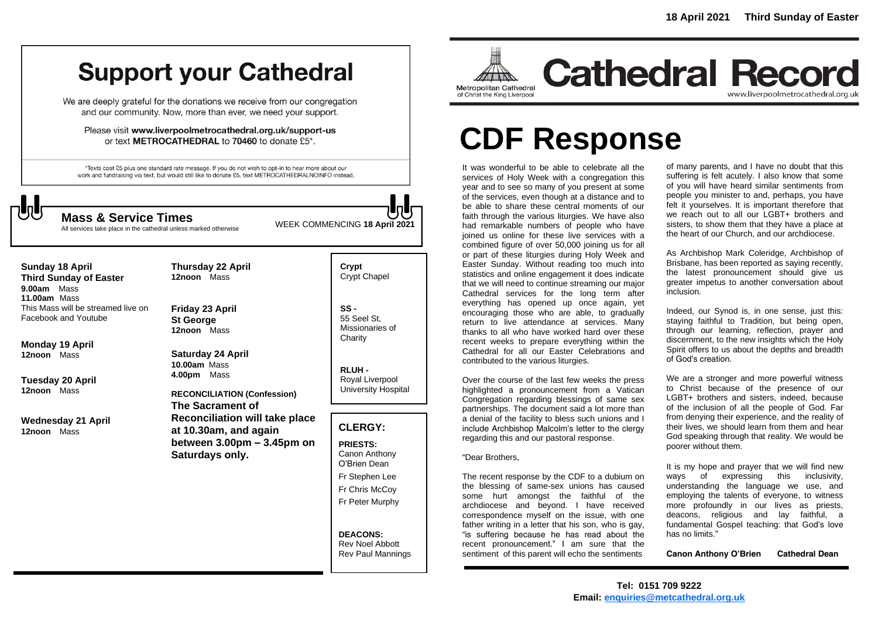18 April 2021 Third Sunday of Easter

# Support your Cathedral

We are deeply grateful for the donations we receive from our congregation and our community. Now, more than ever, we need your support.

Please visit **www.liverpoolmetrocathedral.org.uk/support-us** or text **METROCATHEDRAL** to **70460** to donate £5*.

*Texts cost £5 plus one standard rate message. If you do not wish to opt-in to hear more about our work and fundraising via text, but would still like to donate £5, text METROCATHEDRALNOINFO instead.

## Mass & Service Times

All services take place in the cathedral unless marked otherwise

WEEK COMMENCING **18 April 2021**

**Sunday 18 April**
**Third Sunday of Easter**
**9.00am** Mass
**11.00am** Mass
This Mass will be streamed live on Facebook and Youtube

**Monday 19 April**
**12noon** Mass

**Tuesday 20 April**
**12noon** Mass

**Wednesday 21 April**
**12noon** Mass

**Thursday 22 April**
**12noon** Mass

**Friday 23 April**
**St George**
**12noon** Mass

**Saturday 24 April**
**10.00am** Mass
**4.00pm** Mass

**RECONCILIATION (Confession)**
**The Sacrament of Reconciliation will take place at 10.30am, and again between 3.00pm – 3.45pm on Saturdays only.**

**Crypt** Crypt Chapel

**SS -** 55 Seel St, Missionaries of Charity

**RLUH -** Royal Liverpool University Hospital

## CLERGY:

**PRIESTS:**
Canon Anthony O'Brien Dean
Fr Stephen Lee
Fr Chris McCoy
Fr Peter Murphy

**DEACONS:**
Rev Noel Abbott
Rev Paul Mannings

Metropolitan Cathedral of Christ the King Liverpool

# Cathedral Record

www.liverpoolmetrocathedral.org.uk

# CDF Response

It was wonderful to be able to celebrate all the services of Holy Week with a congregation this year and to see so many of you present at some of the services, even though at a distance and to be able to share these central moments of our faith through the various liturgies. We have also had remarkable numbers of people who have joined us online for these live services with a combined figure of over 50,000 joining us for all or part of these liturgies during Holy Week and Easter Sunday. Without reading too much into statistics and online engagement it does indicate that we will need to continue streaming our major Cathedral services for the long term after everything has opened up once again, yet encouraging those who are able, to gradually return to live attendance at services. Many thanks to all who have worked hard over these recent weeks to prepare everything within the Cathedral for all our Easter Celebrations and contributed to the various liturgies.

Over the course of the last few weeks the press highlighted a pronouncement from a Vatican Congregation regarding blessings of same sex partnerships. The document said a lot more than a denial of the facility to bless such unions and I include Archbishop Malcolm's letter to the clergy regarding this and our pastoral response.

"Dear Brothers,

The recent response by the CDF to a dubium on the blessing of same-sex unions has caused some hurt amongst the faithful of the archdiocese and beyond. I have received correspondence myself on the issue, with one father writing in a letter that his son, who is gay, "is suffering because he has read about the recent pronouncement." I am sure that the sentiment of this parent will echo the sentiments of many parents, and I have no doubt that this suffering is felt acutely. I also know that some of you will have heard similar sentiments from people you minister to and, perhaps, you have felt it yourselves. It is important therefore that we reach out to all our LGBT+ brothers and sisters, to show them that they have a place at the heart of our Church, and our archdiocese.

As Archbishop Mark Coleridge, Archbishop of Brisbane, has been reported as saying recently, the latest pronouncement should give us greater impetus to another conversation about inclusion.

Indeed, our Synod is, in one sense, just this: staying faithful to Tradition, but being open, through our learning, reflection, prayer and discernment, to the new insights which the Holy Spirit offers to us about the depths and breadth of God's creation.

We are a stronger and more powerful witness to Christ because of the presence of our LGBT+ brothers and sisters, indeed, because of the inclusion of all the people of God. Far from denying their experience, and the reality of their lives, we should learn from them and hear God speaking through that reality. We would be poorer without them.

It is my hope and prayer that we will find new ways of expressing this inclusivity, understanding the language we use, and employing the talents of everyone, to witness more profoundly in our lives as priests, deacons, religious and lay faithful, a fundamental Gospel teaching: that God's love has no limits."

**Canon Anthony O'Brien Cathedral Dean**

**Tel: 0151 709 9222**
**Email: enquiries@metcathedral.org.uk**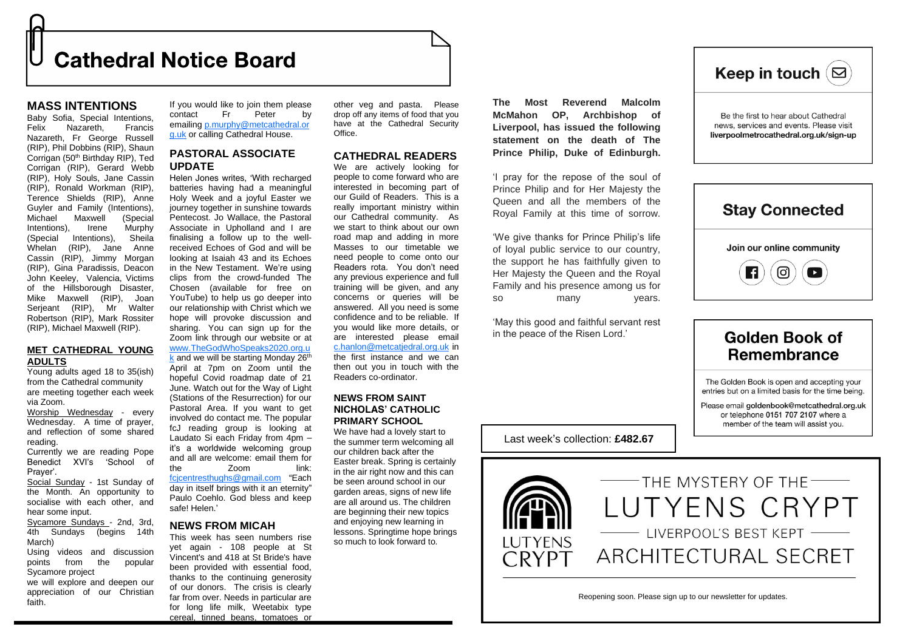# Cathedral Notice Board

## MASS INTENTIONS

Baby Sofia, Special Intentions, Felix Nazareth, Francis Nazareth, Fr George Russell (RIP), Phil Dobbins (RIP), Shaun Corrigan (50th Birthday RIP), Ted Corrigan (RIP), Gerard Webb (RIP), Holy Souls, Jane Cassin (RIP), Ronald Workman (RIP), Terence Shields (RIP), Anne Guyler and Family (Intentions), Michael Maxwell (Special Intentions), Irene Murphy (Special Intentions), Sheila Whelan (RIP), Jane Anne Cassin (RIP), Jimmy Morgan (RIP), Gina Paradissis, Deacon John Keeley, Valencia, Victims of the Hillsborough Disaster, Mike Maxwell (RIP), Joan Serjeant (RIP), Mr Walter Robertson (RIP), Mark Rossiter (RIP), Michael Maxwell (RIP).

### MET CATHEDRAL YOUNG ADULTS

Young adults aged 18 to 35(ish) from the Cathedral community are meeting together each week via Zoom.

Worship Wednesday - every Wednesday. A time of prayer, and reflection of some shared reading.

Currently we are reading Pope Benedict XVI's 'School of Prayer'.

Social Sunday - 1st Sunday of the Month. An opportunity to socialise with each other, and hear some input.

Sycamore Sundays - 2nd, 3rd, 4th Sundays (begins 14th March)

Using videos and discussion points from the popular Sycamore project

we will explore and deepen our appreciation of our Christian faith.

If you would like to join them please contact Fr Peter by emailing p.murphy@metcathedral.org.uk or calling Cathedral House.

## PASTORAL ASSOCIATE UPDATE

Helen Jones writes, 'With recharged batteries having had a meaningful Holy Week and a joyful Easter we journey together in sunshine towards Pentecost. Jo Wallace, the Pastoral Associate in Upholland and I are finalising a follow up to the well-received Echoes of God and will be looking at Isaiah 43 and its Echoes in the New Testament. We're using clips from the crowd-funded The Chosen (available for free on YouTube) to help us go deeper into our relationship with Christ which we hope will provoke discussion and sharing. You can sign up for the Zoom link through our website or at www.TheGodWhoSpeaks2020.org.uk and we will be starting Monday 26th April at 7pm on Zoom until the hopeful Covid roadmap date of 21 June. Watch out for the Way of Light (Stations of the Resurrection) for our Pastoral Area. If you want to get involved do contact me. The popular fcJ reading group is looking at Laudato Si each Friday from 4pm – it's a worldwide welcoming group and all are welcome: email them for the Zoom link: fcjcentresthughs@gmail.com "Each day in itself brings with it an eternity" Paulo Coehlo. God bless and keep safe! Helen.'

## NEWS FROM MICAH

This week has seen numbers rise yet again - 108 people at St Vincent's and 418 at St Bride's have been provided with essential food, thanks to the continuing generosity of our donors. The crisis is clearly far from over. Needs in particular are for long life milk, Weetabix type cereal, tinned beans, tomatoes or other veg and pasta. Please drop off any items of food that you have at the Cathedral Security Office.

## CATHEDRAL READERS

We are actively looking for people to come forward who are interested in becoming part of our Guild of Readers. This is a really important ministry within our Cathedral community. As we start to think about our own road map and adding in more Masses to our timetable we need people to come onto our Readers rota. You don't need any previous experience and full training will be given, and any concerns or queries will be answered. All you need is some confidence and to be reliable. If you would like more details, or are interested please email c.hanlon@metcatjedral.org.uk in the first instance and we can then out you in touch with the Readers co-ordinator.

## NEWS FROM SAINT NICHOLAS' CATHOLIC PRIMARY SCHOOL

We have had a lovely start to the summer term welcoming all our children back after the Easter break. Spring is certainly in the air right now and this can be seen around school in our garden areas, signs of new life are all around us. The children are beginning their new topics and enjoying new learning in lessons. Springtime hope brings so much to look forward to.

**The Most Reverend Malcolm McMahon OP, Archbishop of Liverpool, has issued the following statement on the death of The Prince Philip, Duke of Edinburgh.**

'I pray for the repose of the soul of Prince Philip and for Her Majesty the Queen and all the members of the Royal Family at this time of sorrow.

'We give thanks for Prince Philip's life of loyal public service to our country, the support he has faithfully given to Her Majesty the Queen and the Royal Family and his presence among us for so many years.

'May this good and faithful servant rest in the peace of the Risen Lord.'

Last week's collection: **£482.67**

## Keep in touch

Be the first to hear about Cathedral news, services and events. Please visit **liverpoolmetrocathedral.org.uk/sign-up**

## Stay Connected

**Join our online community**

## Golden Book of Remembrance

The Golden Book is open and accepting your entries but on a limited basis for the time being.

Please email **goldenbook@metcathedral.org.uk** or telephone 0151 707 2107 where a member of the team will assist you.

LUTYENS CRYPT

THE MYSTERY OF THE LUTYENS CRYPT

LIVERPOOL'S BEST KEPT ARCHITECTURAL SECRET

Reopening soon. Please sign up to our newsletter for updates.